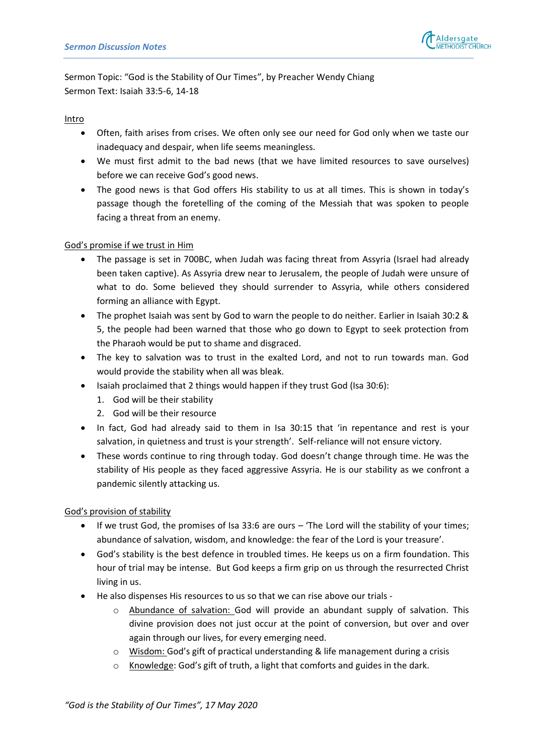Sermon Topic: "God is the Stability of Our Times", by Preacher Wendy Chiang
Sermon Text: Isaiah 33:5-6, 14-18

Intro

- Often, faith arises from crises. We often only see our need for God only when we taste our inadequacy and despair, when life seems meaningless.
- We must first admit to the bad news (that we have limited resources to save ourselves) before we can receive God's good news.
- The good news is that God offers His stability to us at all times. This is shown in today's passage though the foretelling of the coming of the Messiah that was spoken to people facing a threat from an enemy.

God's promise if we trust in Him

- The passage is set in 700BC, when Judah was facing threat from Assyria (Israel had already been taken captive). As Assyria drew near to Jerusalem, the people of Judah were unsure of what to do. Some believed they should surrender to Assyria, while others considered forming an alliance with Egypt.
- The prophet Isaiah was sent by God to warn the people to do neither. Earlier in Isaiah 30:2 & 5, the people had been warned that those who go down to Egypt to seek protection from the Pharaoh would be put to shame and disgraced.
- The key to salvation was to trust in the exalted Lord, and not to run towards man. God would provide the stability when all was bleak.
- Isaiah proclaimed that 2 things would happen if they trust God (Isa 30:6):
  1. God will be their stability
  2. God will be their resource
- In fact, God had already said to them in Isa 30:15 that 'in repentance and rest is your salvation, in quietness and trust is your strength'. Self-reliance will not ensure victory.
- These words continue to ring through today. God doesn't change through time. He was the stability of His people as they faced aggressive Assyria. He is our stability as we confront a pandemic silently attacking us.

God's provision of stability

- If we trust God, the promises of Isa 33:6 are ours – 'The Lord will the stability of your times; abundance of salvation, wisdom, and knowledge: the fear of the Lord is your treasure'.
- God's stability is the best defence in troubled times. He keeps us on a firm foundation. This hour of trial may be intense. But God keeps a firm grip on us through the resurrected Christ living in us.
- He also dispenses His resources to us so that we can rise above our trials -
  - Abundance of salvation: God will provide an abundant supply of salvation. This divine provision does not just occur at the point of conversion, but over and over again through our lives, for every emerging need.
  - Wisdom: God's gift of practical understanding & life management during a crisis
  - Knowledge: God's gift of truth, a light that comforts and guides in the dark.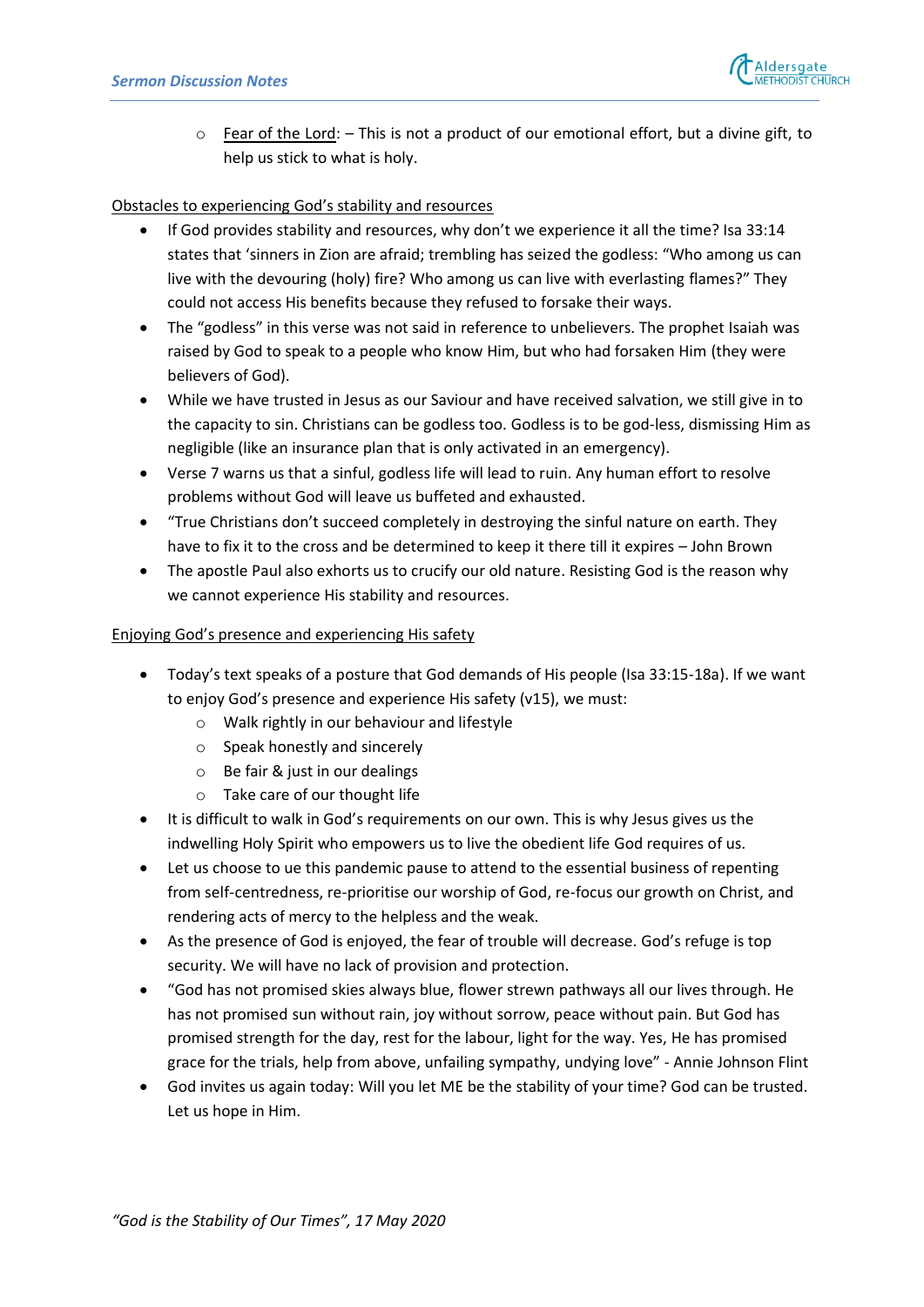- Fear of the Lord: – This is not a product of our emotional effort, but a divine gift, to help us stick to what is holy.

Obstacles to experiencing God's stability and resources

- If God provides stability and resources, why don't we experience it all the time? Isa 33:14 states that 'sinners in Zion are afraid; trembling has seized the godless: "Who among us can live with the devouring (holy) fire? Who among us can live with everlasting flames?" They could not access His benefits because they refused to forsake their ways.
- The "godless" in this verse was not said in reference to unbelievers. The prophet Isaiah was raised by God to speak to a people who know Him, but who had forsaken Him (they were believers of God).
- While we have trusted in Jesus as our Saviour and have received salvation, we still give in to the capacity to sin. Christians can be godless too. Godless is to be god-less, dismissing Him as negligible (like an insurance plan that is only activated in an emergency).
- Verse 7 warns us that a sinful, godless life will lead to ruin. Any human effort to resolve problems without God will leave us buffeted and exhausted.
- "True Christians don't succeed completely in destroying the sinful nature on earth. They have to fix it to the cross and be determined to keep it there till it expires – John Brown
- The apostle Paul also exhorts us to crucify our old nature. Resisting God is the reason why we cannot experience His stability and resources.

Enjoying God's presence and experiencing His safety

- Today's text speaks of a posture that God demands of His people (Isa 33:15-18a). If we want to enjoy God's presence and experience His safety (v15), we must:
  - Walk rightly in our behaviour and lifestyle
  - Speak honestly and sincerely
  - Be fair & just in our dealings
  - Take care of our thought life
- It is difficult to walk in God's requirements on our own. This is why Jesus gives us the indwelling Holy Spirit who empowers us to live the obedient life God requires of us.
- Let us choose to ue this pandemic pause to attend to the essential business of repenting from self-centredness, re-prioritise our worship of God, re-focus our growth on Christ, and rendering acts of mercy to the helpless and the weak.
- As the presence of God is enjoyed, the fear of trouble will decrease. God's refuge is top security. We will have no lack of provision and protection.
- "God has not promised skies always blue, flower strewn pathways all our lives through. He has not promised sun without rain, joy without sorrow, peace without pain. But God has promised strength for the day, rest for the labour, light for the way. Yes, He has promised grace for the trials, help from above, unfailing sympathy, undying love" - Annie Johnson Flint
- God invites us again today: Will you let ME be the stability of your time? God can be trusted. Let us hope in Him.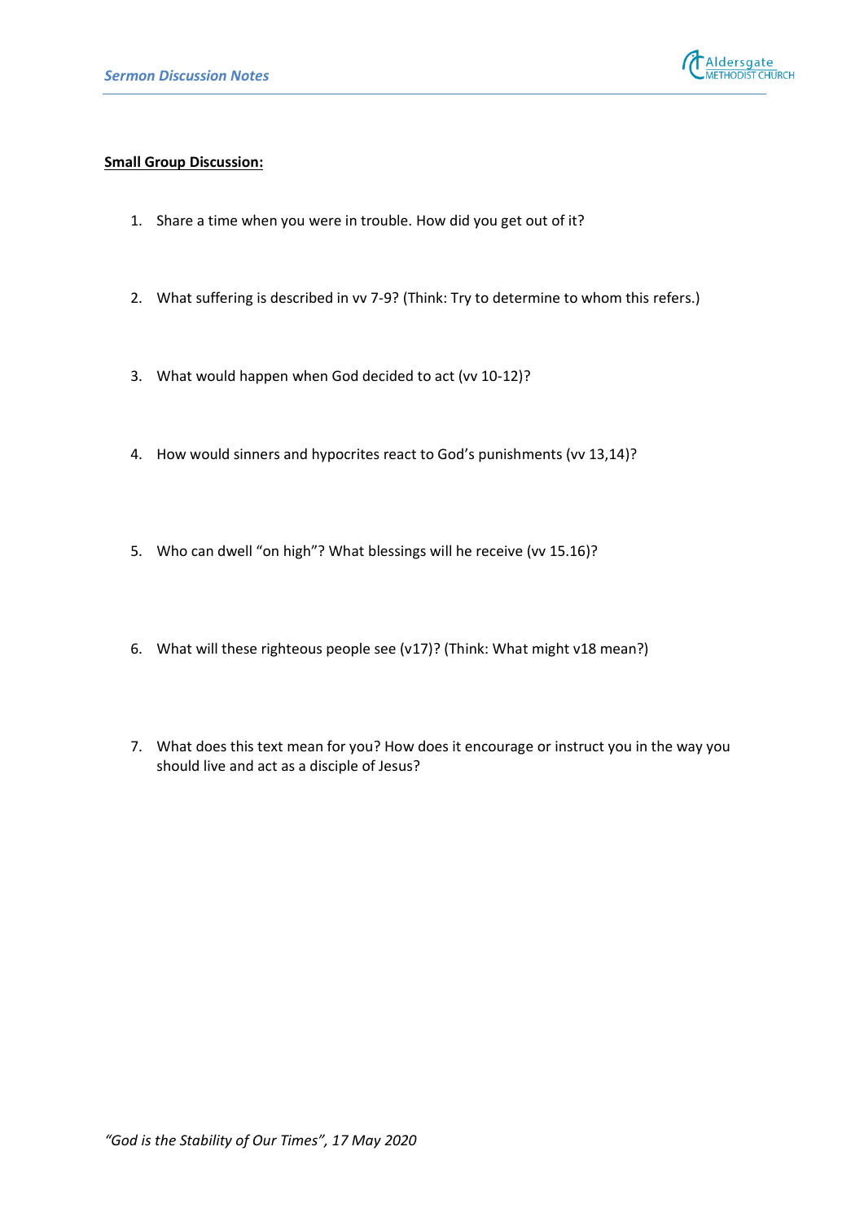**Small Group Discussion:**

1. Share a time when you were in trouble. How did you get out of it?

2. What suffering is described in vv 7-9? (Think: Try to determine to whom this refers.)

3. What would happen when God decided to act (vv 10-12)?

4. How would sinners and hypocrites react to God's punishments (vv 13,14)?

5. Who can dwell "on high"? What blessings will he receive (vv 15.16)?

6. What will these righteous people see (v17)? (Think: What might v18 mean?)

7. What does this text mean for you? How does it encourage or instruct you in the way you should live and act as a disciple of Jesus?